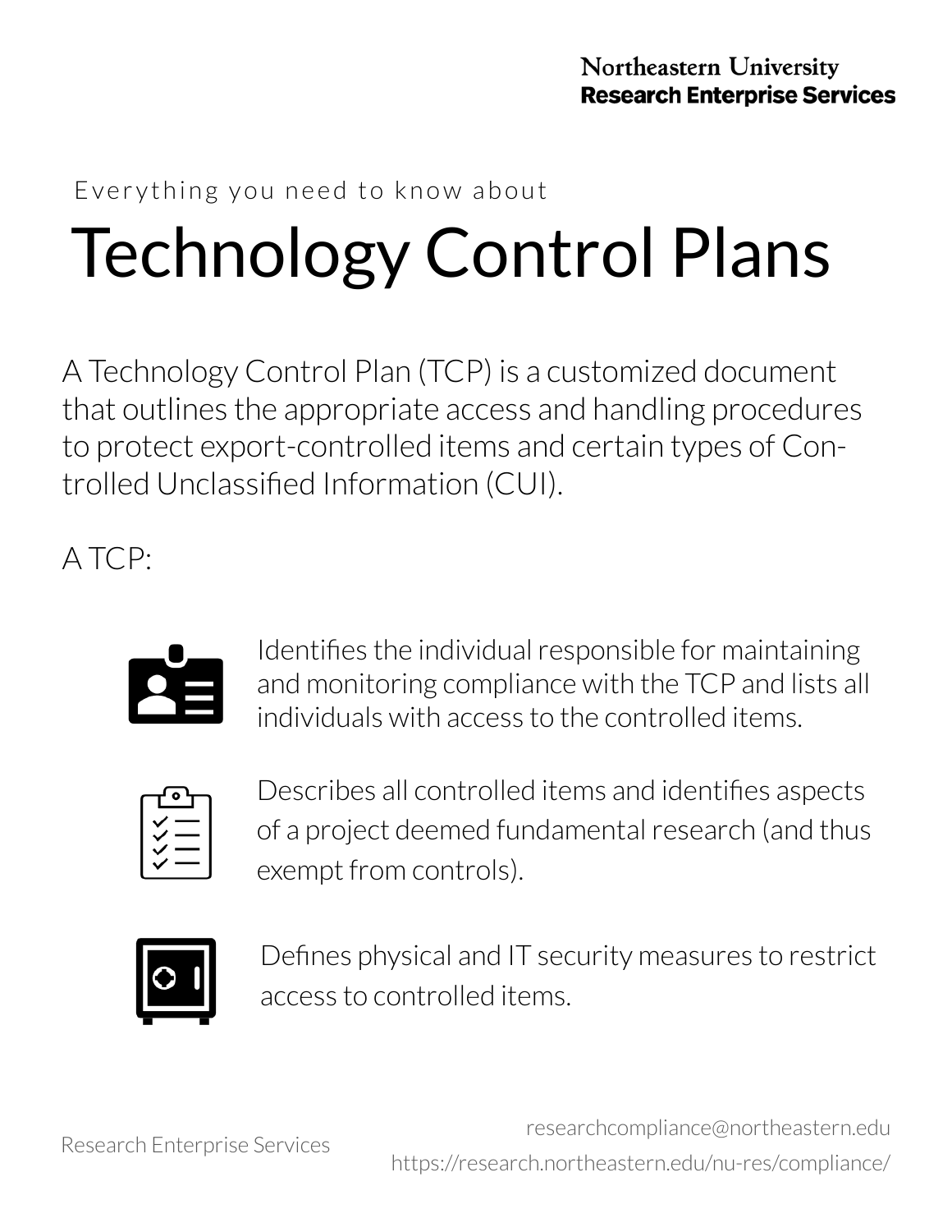Northeastern University
**Research Enterprise Services**

Everything you need to know about

# Technology Control Plans

A Technology Control Plan (TCP) is a customized document that outlines the appropriate access and handling procedures to protect export-controlled items and certain types of Controlled Unclassified Information (CUI).

A TCP:

- Identifies the individual responsible for maintaining and monitoring compliance with the TCP and lists all individuals with access to the controlled items.
- Describes all controlled items and identifies aspects of a project deemed fundamental research (and thus exempt from controls).
- Defines physical and IT security measures to restrict access to controlled items.

Research Enterprise Services

researchcompliance@northeastern.edu
https://research.northeastern.edu/nu-res/compliance/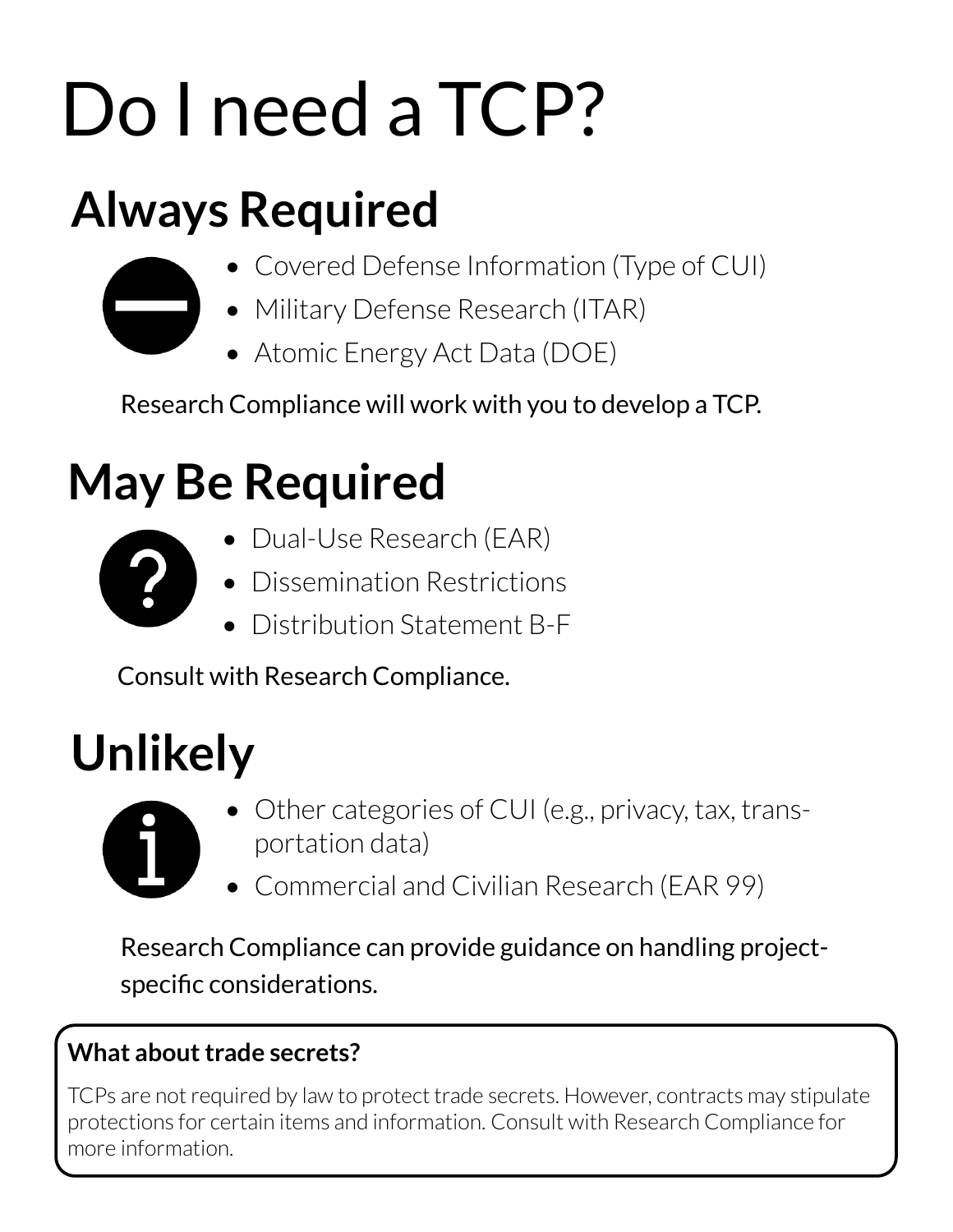# Do I need a TCP?

## Always Required

- Covered Defense Information (Type of CUI)
- Military Defense Research (ITAR)
- Atomic Energy Act Data (DOE)

Research Compliance will work with you to develop a TCP.

## May Be Required

- Dual-Use Research (EAR)
- Dissemination Restrictions
- Distribution Statement B-F

Consult with Research Compliance.

## Unlikely

- Other categories of CUI (e.g., privacy, tax, transportation data)
- Commercial and Civilian Research (EAR 99)

Research Compliance can provide guidance on handling project-specific considerations.

**What about trade secrets?**

TCPs are not required by law to protect trade secrets. However, contracts may stipulate protections for certain items and information. Consult with Research Compliance for more information.